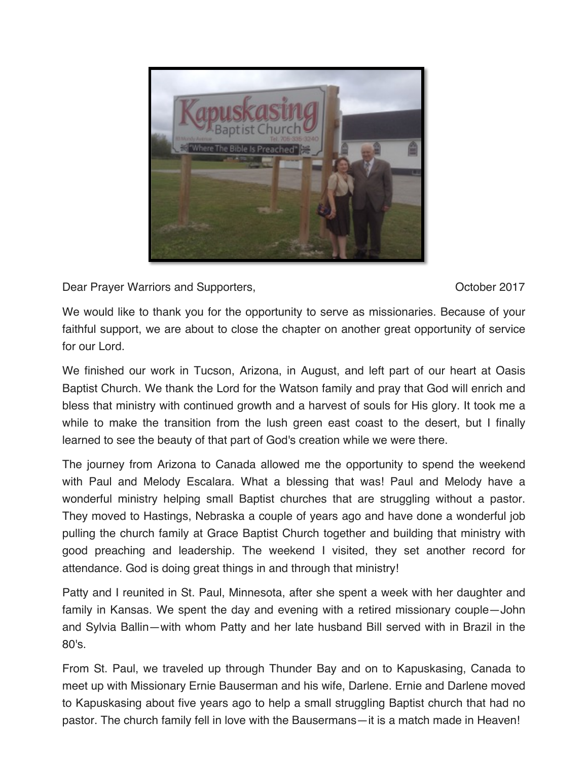Dear Prayer Warriors and Supporters, October 2017

We would like to thank you for the opportunity to serve as missionaries. Because of your faithful support, we are about to close the chapter on another great opportunity of service for our Lord.

We finished our work in Tucson, Arizona, in August, and left part of our heart at Oasis Baptist Church. We thank the Lord for the Watson family and pray that God will enrich and bless that ministry with continued growth and a harvest of souls for His glory. It took me a while to make the transition from the lush green east coast to the desert, but I finally learned to see the beauty of that part of God's creation while we were there.

The journey from Arizona to Canada allowed me the opportunity to spend the weekend with Paul and Melody Escalara. What a blessing that was! Paul and Melody have a wonderful ministry helping small Baptist churches that are struggling without a pastor. They moved to Hastings, Nebraska a couple of years ago and have done a wonderful job pulling the church family at Grace Baptist Church together and building that ministry with good preaching and leadership. The weekend I visited, they set another record for attendance. God is doing great things in and through that ministry!

Patty and I reunited in St. Paul, Minnesota, after she spent a week with her daughter and family in Kansas. We spent the day and evening with a retired missionary couple—John and Sylvia Ballin—with whom Patty and her late husband Bill served with in Brazil in the 80's.

From St. Paul, we traveled up through Thunder Bay and on to Kapuskasing, Canada to meet up with Missionary Ernie Bauserman and his wife, Darlene. Ernie and Darlene moved to Kapuskasing about five years ago to help a small struggling Baptist church that had no pastor. The church family fell in love with the Bausermans—it is a match made in Heaven!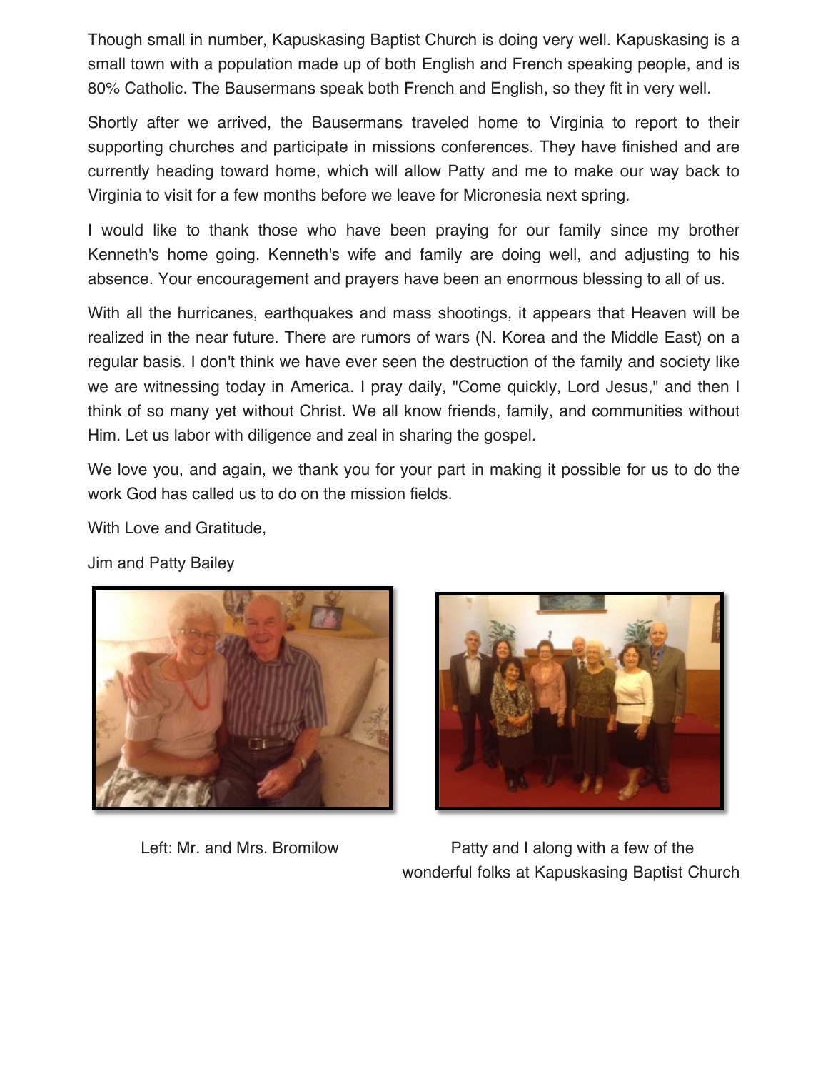Though small in number, Kapuskasing Baptist Church is doing very well. Kapuskasing is a small town with a population made up of both English and French speaking people, and is 80% Catholic. The Bausermans speak both French and English, so they fit in very well.

Shortly after we arrived, the Bausermans traveled home to Virginia to report to their supporting churches and participate in missions conferences. They have finished and are currently heading toward home, which will allow Patty and me to make our way back to Virginia to visit for a few months before we leave for Micronesia next spring.

I would like to thank those who have been praying for our family since my brother Kenneth's home going. Kenneth's wife and family are doing well, and adjusting to his absence. Your encouragement and prayers have been an enormous blessing to all of us.

With all the hurricanes, earthquakes and mass shootings, it appears that Heaven will be realized in the near future. There are rumors of wars (N. Korea and the Middle East) on a regular basis. I don't think we have ever seen the destruction of the family and society like we are witnessing today in America. I pray daily, "Come quickly, Lord Jesus," and then I think of so many yet without Christ. We all know friends, family, and communities without Him. Let us labor with diligence and zeal in sharing the gospel.

We love you, and again, we thank you for your part in making it possible for us to do the work God has called us to do on the mission fields.

With Love and Gratitude,

Jim and Patty Bailey

Left: Mr. and Mrs. Bromilow

Patty and I along with a few of the wonderful folks at Kapuskasing Baptist Church